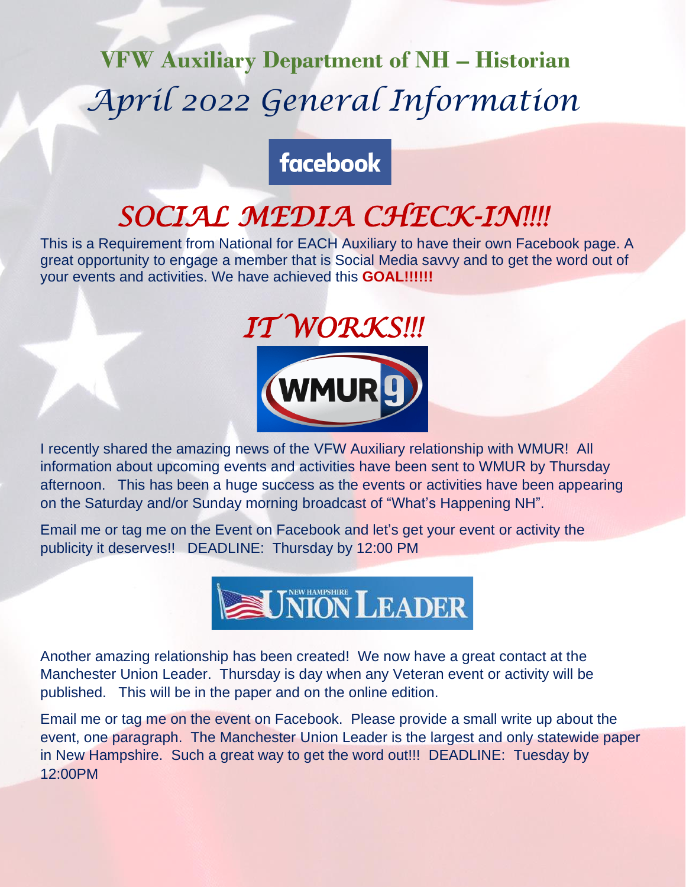# VFW Auxiliary Department of NH – Historian

## *April 2022 General Information*

facebook

## *SOCIAL MEDIA CHECK-IN!!!!*

This is a Requirement from National for EACH Auxiliary to have their own Facebook page. A great opportunity to engage a member that is Social Media savvy and to get the word out of your events and activities. We have achieved this **GOAL!!!!!!**

## *IT WORKS!!!*

WMUR 9

I recently shared the amazing news of the VFW Auxiliary relationship with WMUR! All information about upcoming events and activities have been sent to WMUR by Thursday afternoon. This has been a huge success as the events or activities have been appearing on the Saturday and/or Sunday morning broadcast of "What's Happening NH".

Email me or tag me on the Event on Facebook and let's get your event or activity the publicity it deserves!! DEADLINE: Thursday by 12:00 PM

New Hampshire Union Leader

Another amazing relationship has been created! We now have a great contact at the Manchester Union Leader. Thursday is day when any Veteran event or activity will be published. This will be in the paper and on the online edition.

Email me or tag me on the event on Facebook. Please provide a small write up about the event, one paragraph. The Manchester Union Leader is the largest and only statewide paper in New Hampshire. Such a great way to get the word out!!! DEADLINE: Tuesday by 12:00PM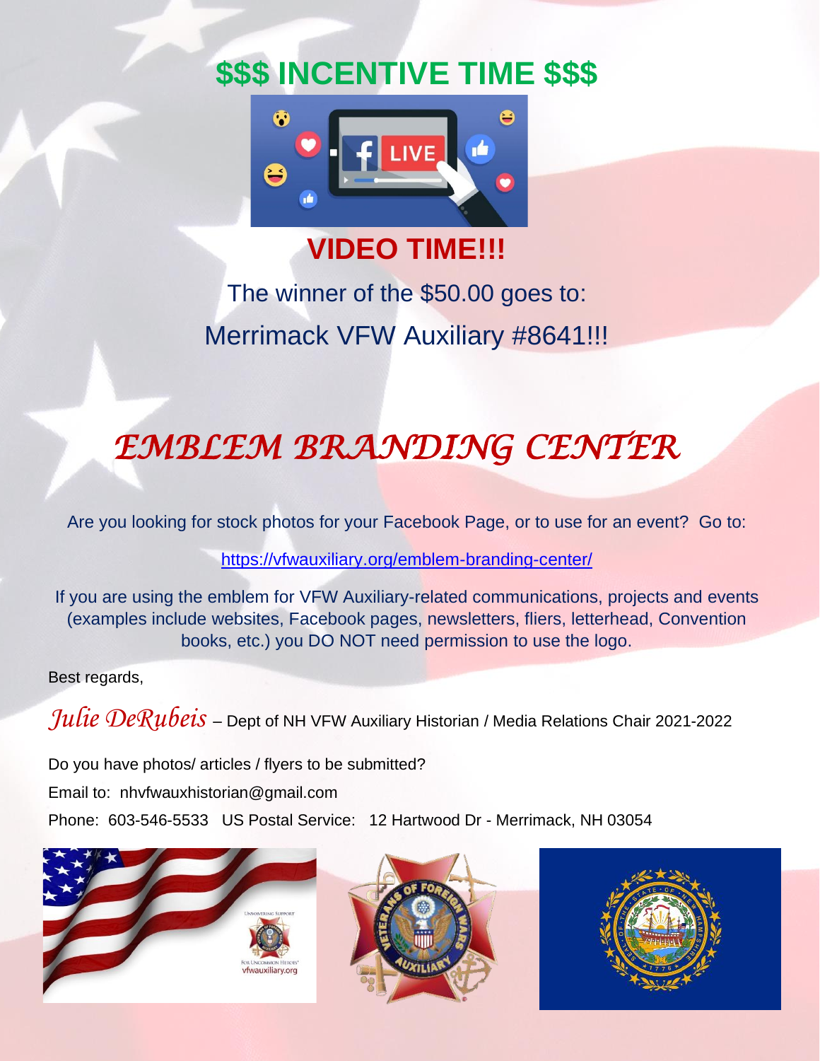# $$$ INCENTIVE TIME $$$

## VIDEO TIME!!!

The winner of the $50.00 goes to:

Merrimack VFW Auxiliary #8641!!!

# *EMBLEM BRANDING CENTER*

Are you looking for stock photos for your Facebook Page, or to use for an event? Go to:

https://vfwauxiliary.org/emblem-branding-center/

If you are using the emblem for VFW Auxiliary-related communications, projects and events (examples include websites, Facebook pages, newsletters, fliers, letterhead, Convention books, etc.) you DO NOT need permission to use the logo.

Best regards,

*Julie DeRubeis* – Dept of NH VFW Auxiliary Historian / Media Relations Chair 2021-2022

Do you have photos/ articles / flyers to be submitted?

Email to: nhvfwauxhistorian@gmail.com

Phone: 603-546-5533 US Postal Service: 12 Hartwood Dr - Merrimack, NH 03054